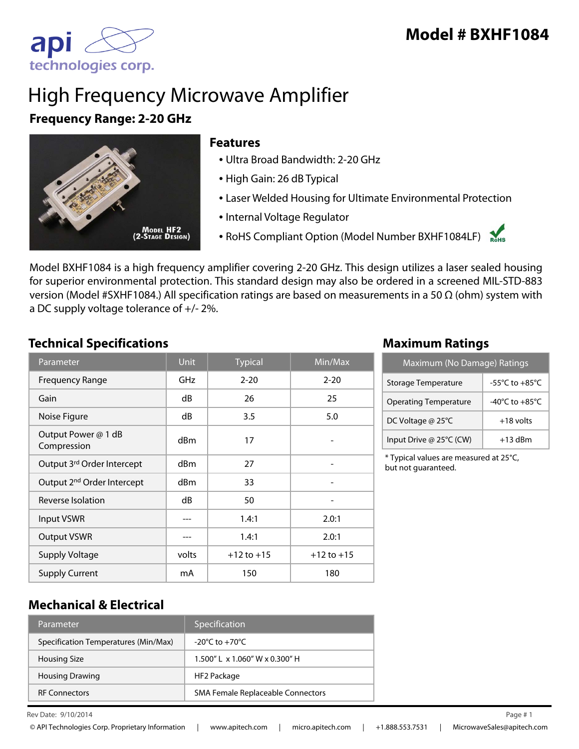# Model # BXHF1084

api technologies corp.

# High Frequency Microwave Amplifier

## Frequency Range: 2-20 GHz

Model HF2 (2-Stage Design)

### Features

- Ultra Broad Bandwidth: 2-20 GHz
- High Gain: 26 dB Typical
- Laser Welded Housing for Ultimate Environmental Protection
- Internal Voltage Regulator
- RoHS Compliant Option (Model Number BXHF1084LF)

Model BXHF1084 is a high frequency amplifier covering 2-20 GHz. This design utilizes a laser sealed housing for superior environmental protection. This standard design may also be ordered in a screened MIL-STD-883 version (Model #SXHF1084.) All specification ratings are based on measurements in a 50 Ω (ohm) system with a DC supply voltage tolerance of +/- 2%.

## Technical Specifications

| Parameter | Unit | Typical | Min/Max |
|---|---|---|---|
| Frequency Range | GHz | 2-20 | 2-20 |
| Gain | dB | 26 | 25 |
| Noise Figure | dB | 3.5 | 5.0 |
| Output Power @ 1 dB Compression | dBm | 17 | - |
| Output 3rd Order Intercept | dBm | 27 | - |
| Output 2nd Order Intercept | dBm | 33 | - |
| Reverse Isolation | dB | 50 | - |
| Input VSWR | --- | 1.4:1 | 2.0:1 |
| Output VSWR | --- | 1.4:1 | 2.0:1 |
| Supply Voltage | volts | +12 to +15 | +12 to +15 |
| Supply Current | mA | 150 | 180 |

## Maximum Ratings

| Maximum (No Damage) Ratings | |
|---|---|
| Storage Temperature | -55°C to +85°C |
| Operating Temperature | -40°C to +85°C |
| DC Voltage @ 25°C | +18 volts |
| Input Drive @ 25°C (CW) | +13 dBm |

* Typical values are measured at 25°C, but not guaranteed.

## Mechanical & Electrical

| Parameter | Specification |
|---|---|
| Specification Temperatures (Min/Max) | -20°C to +70°C |
| Housing Size | 1.500" L x 1.060" W x 0.300" H |
| Housing Drawing | HF2 Package |
| RF Connectors | SMA Female Replaceable Connectors |

Rev Date: 9/10/2014

© API Technologies Corp. Proprietary Information | www.apitech.com | micro.apitech.com | +1.888.553.7531 | MicrowaveSales@apitech.com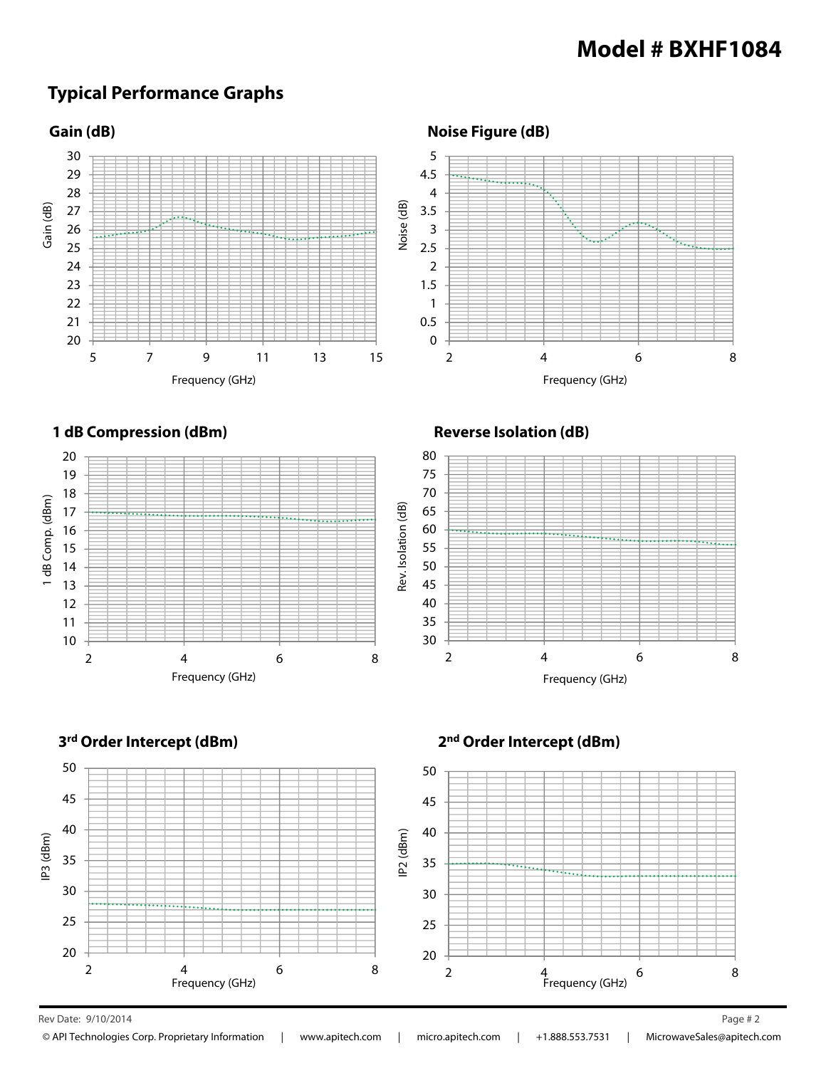# Model # BXHF1084

## Typical Performance Graphs

### Gain (dB)

Gain (dB)

Frequency (GHz)

### Noise Figure (dB)

Noise (dB)

Frequency (GHz)

### 1 dB Compression (dBm)

1 dB Comp. (dBm)

Frequency (GHz)

### Reverse Isolation (dB)

Rev. Isolation (dB)

Frequency (GHz)

### 3rd Order Intercept (dBm)

IP3 (dBm)

Frequency (GHz)

### 2nd Order Intercept (dBm)

IP2 (dBm)

Frequency (GHz)

Rev Date: 9/10/2014

© API Technologies Corp. Proprietary Information | www.apitech.com | micro.apitech.com | +1.888.553.7531 | MicrowaveSales@apitech.com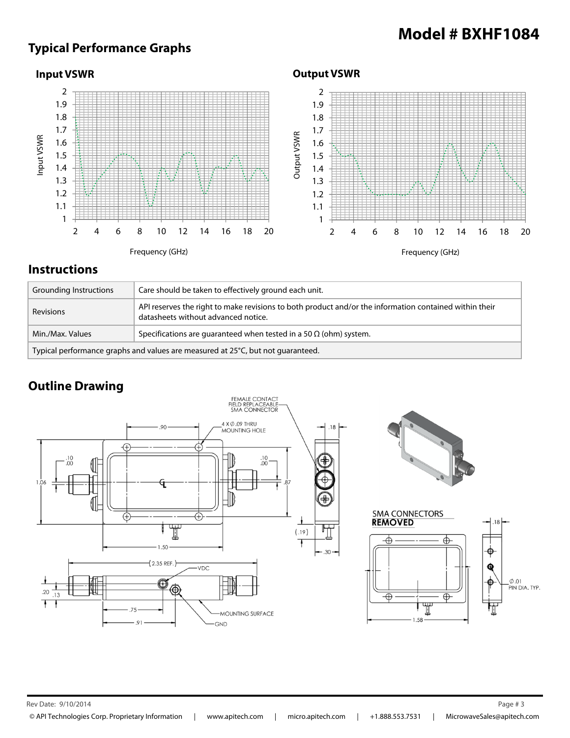# Model # BXHF1084

## Typical Performance Graphs

### Input VSWR

Input VSWR

2
1.9
1.8
1.7
1.6
1.5
1.4
1.3
1.2
1.1
1

2 4 6 8 10 12 14 16 18 20

Frequency (GHz)

### Output VSWR

Output VSWR

2
1.9
1.8
1.7
1.6
1.5
1.4
1.3
1.2
1.1
1

2 4 6 8 10 12 14 16 18 20

Frequency (GHz)

## Instructions

| | |
|---|---|
| Grounding Instructions | Care should be taken to effectively ground each unit. |
| Revisions | API reserves the right to make revisions to both product and/or the information contained within their datasheets without advanced notice. |
| Min./Max. Values | Specifications are guaranteed when tested in a 50 Ω (ohm) system. |
| Typical performance graphs and values are measured at 25°C, but not guaranteed. | |

## Outline Drawing

FEMALE CONTACT
FIELD REPLACEABLE
SMA CONNECTOR

4 X Ø .09 THRU
MOUNTING HOLE

.90
.18
.10
.00
.10
.00
1.06
.87
(.19)
.30
1.50

(2.35 REF.)
VDC
.20
.13
.75
.91
MOUNTING SURFACE
GND

SMA CONNECTORS
**REMOVED**

.18
Ø .01
PIN DIA. TYP.
1.58